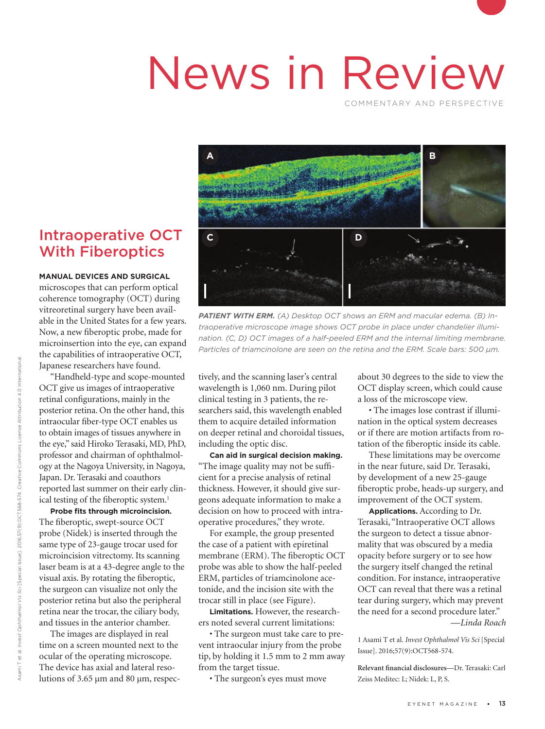# News in Review

COMMENTARY AND PERSPECTIVE

## Intraoperative OCT With Fiberoptics

**MANUAL DEVICES AND SURGICAL** microscopes that can perform optical coherence tomography (OCT) during vitreoretinal surgery have been available in the United States for a few years. Now, a new fiberoptic probe, made for microinsertion into the eye, can expand the capabilities of intraoperative OCT, Japanese researchers have found.

"Handheld-type and scope-mounted OCT give us images of intraoperative retinal configurations, mainly in the posterior retina. On the other hand, this intraocular fiber-type OCT enables us to obtain images of tissues anywhere in the eye," said Hiroko Terasaki, MD, PhD, professor and chairman of ophthalmology at the Nagoya University, in Nagoya, Japan. Dr. Terasaki and coauthors reported last summer on their early clinical testing of the fiberoptic system.[1]

**Probe fits through microincision.** The fiberoptic, swept-source OCT probe (Nidek) is inserted through the same type of 23-gauge trocar used for microincision vitrectomy. Its scanning laser beam is at a 43-degree angle to the visual axis. By rotating the fiberoptic, the surgeon can visualize not only the posterior retina but also the peripheral retina near the trocar, the ciliary body, and tissues in the anterior chamber.

The images are displayed in real time on a screen mounted next to the ocular of the operating microscope. The device has axial and lateral resolutions of 3.65 μm and 80 μm, respectively, and the scanning laser's central wavelength is 1,060 nm. During pilot clinical testing in 3 patients, the researchers said, this wavelength enabled them to acquire detailed information on deeper retinal and choroidal tissues, including the optic disc.

*PATIENT WITH ERM.* *(A) Desktop OCT shows an ERM and macular edema. (B) Intraoperative microscope image shows OCT probe in place under chandelier illumination. (C, D) OCT images of a half-peeled ERM and the internal limiting membrane. Particles of triamcinolone are seen on the retina and the ERM. Scale bars: 500 μm.*

**Can aid in surgical decision making.** "The image quality may not be sufficient for a precise analysis of retinal thickness. However, it should give surgeons adequate information to make a decision on how to proceed with intraoperative procedures," they wrote.

For example, the group presented the case of a patient with epiretinal membrane (ERM). The fiberoptic OCT probe was able to show the half-peeled ERM, particles of triamcinolone acetonide, and the incision site with the trocar still in place (see Figure).

**Limitations.** However, the researchers noted several current limitations:

- The surgeon must take care to prevent intraocular injury from the probe tip, by holding it 1.5 mm to 2 mm away from the target tissue.
- The surgeon's eyes must move about 30 degrees to the side to view the OCT display screen, which could cause a loss of the microscope view.
- The images lose contrast if illumination in the optical system decreases or if there are motion artifacts from rotation of the fiberoptic inside its cable.

These limitations may be overcome in the near future, said Dr. Terasaki, by development of a new 25-gauge fiberoptic probe, heads-up surgery, and improvement of the OCT system.

**Applications.** According to Dr. Terasaki, "Intraoperative OCT allows the surgeon to detect a tissue abnormality that was obscured by a media opacity before surgery or to see how the surgery itself changed the retinal condition. For instance, intraoperative OCT can reveal that there was a retinal tear during surgery, which may prevent the need for a second procedure later."

*—Linda Roach*

1 Asami T et al. *Invest Ophthalmol Vis Sci* [Special Issue]. 2016;57(9):OCT568-574.

**Relevant financial disclosures**—Dr. Terasaki: Carl Zeiss Meditec: L; Nidek: L, P, S.

Asami T et al. *Invest Ophthalmol Vis Sci* [Special Issue]. 2016;57(9):OCT568-574. Creative Commons License Attribution 4.0 International.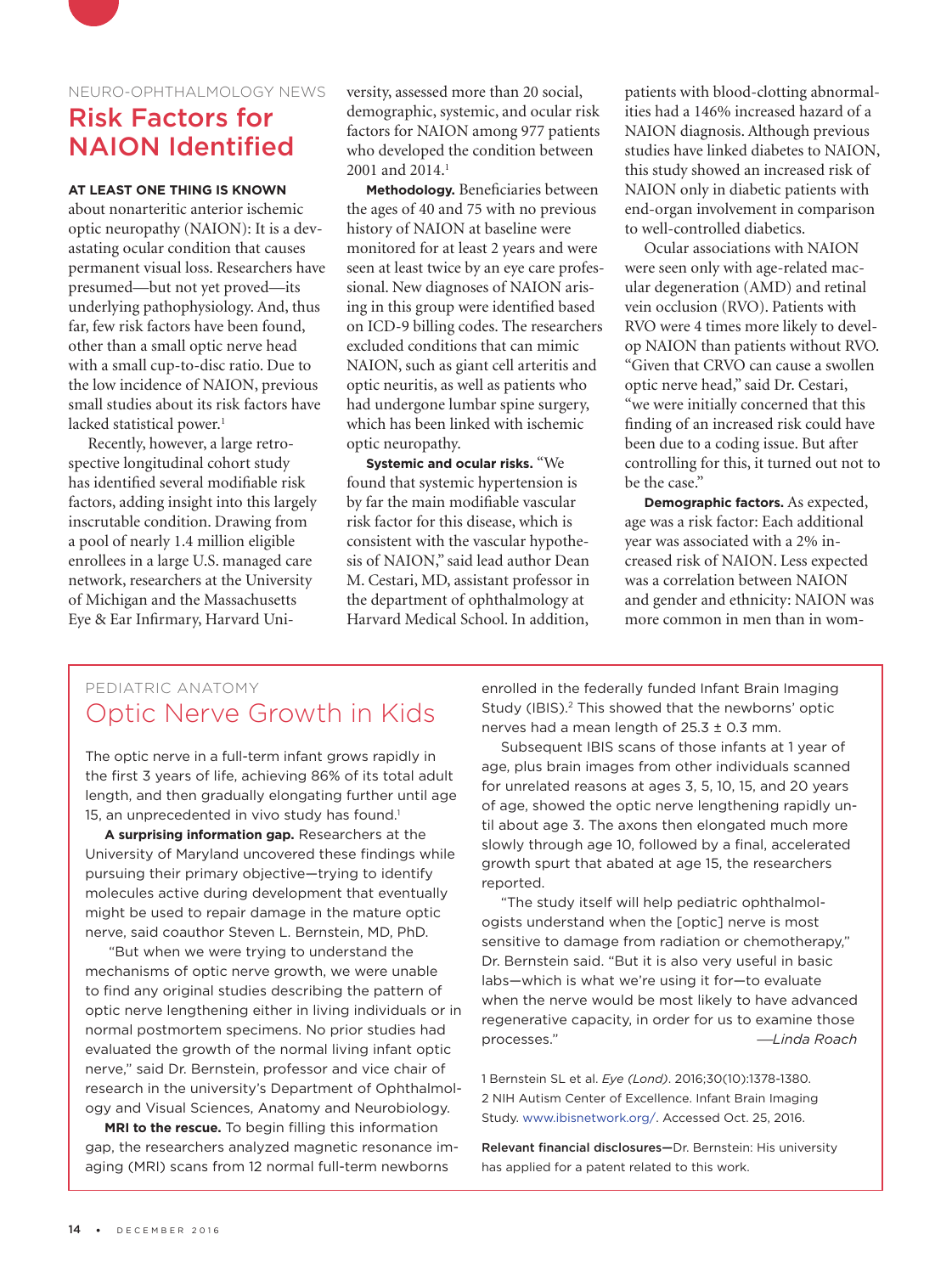NEURO-OPHTHALMOLOGY NEWS

# Risk Factors for NAION Identified

**AT LEAST ONE THING IS KNOWN** about nonarteritic anterior ischemic optic neuropathy (NAION): It is a devastating ocular condition that causes permanent visual loss. Researchers have presumed—but not yet proved—its underlying pathophysiology. And, thus far, few risk factors have been found, other than a small optic nerve head with a small cup-to-disc ratio. Due to the low incidence of NAION, previous small studies about its risk factors have lacked statistical power.[1]

Recently, however, a large retrospective longitudinal cohort study has identified several modifiable risk factors, adding insight into this largely inscrutable condition. Drawing from a pool of nearly 1.4 million eligible enrollees in a large U.S. managed care network, researchers at the University of Michigan and the Massachusetts Eye & Ear Infirmary, Harvard University, assessed more than 20 social, demographic, systemic, and ocular risk factors for NAION among 977 patients who developed the condition between 2001 and 2014.[1]

**Methodology.** Beneficiaries between the ages of 40 and 75 with no previous history of NAION at baseline were monitored for at least 2 years and were seen at least twice by an eye care professional. New diagnoses of NAION arising in this group were identified based on ICD-9 billing codes. The researchers excluded conditions that can mimic NAION, such as giant cell arteritis and optic neuritis, as well as patients who had undergone lumbar spine surgery, which has been linked with ischemic optic neuropathy.

**Systemic and ocular risks.** "We found that systemic hypertension is by far the main modifiable vascular risk factor for this disease, which is consistent with the vascular hypothesis of NAION," said lead author Dean M. Cestari, MD, assistant professor in the department of ophthalmology at Harvard Medical School. In addition, patients with blood-clotting abnormalities had a 146% increased hazard of a NAION diagnosis. Although previous studies have linked diabetes to NAION, this study showed an increased risk of NAION only in diabetic patients with end-organ involvement in comparison to well-controlled diabetics.

Ocular associations with NAION were seen only with age-related macular degeneration (AMD) and retinal vein occlusion (RVO). Patients with RVO were 4 times more likely to develop NAION than patients without RVO. "Given that CRVO can cause a swollen optic nerve head," said Dr. Cestari, "we were initially concerned that this finding of an increased risk could have been due to a coding issue. But after controlling for this, it turned out not to be the case."

**Demographic factors.** As expected, age was a risk factor: Each additional year was associated with a 2% increased risk of NAION. Less expected was a correlation between NAION and gender and ethnicity: NAION was more common in men than in wom-

---

PEDIATRIC ANATOMY

## Optic Nerve Growth in Kids

The optic nerve in a full-term infant grows rapidly in the first 3 years of life, achieving 86% of its total adult length, and then gradually elongating further until age 15, an unprecedented in vivo study has found.[1]

**A surprising information gap.** Researchers at the University of Maryland uncovered these findings while pursuing their primary objective—trying to identify molecules active during development that eventually might be used to repair damage in the mature optic nerve, said coauthor Steven L. Bernstein, MD, PhD.

"But when we were trying to understand the mechanisms of optic nerve growth, we were unable to find any original studies describing the pattern of optic nerve lengthening either in living individuals or in normal postmortem specimens. No prior studies had evaluated the growth of the normal living infant optic nerve," said Dr. Bernstein, professor and vice chair of research in the university's Department of Ophthalmology and Visual Sciences, Anatomy and Neurobiology.

**MRI to the rescue.** To begin filling this information gap, the researchers analyzed magnetic resonance imaging (MRI) scans from 12 normal full-term newborns enrolled in the federally funded Infant Brain Imaging Study (IBIS).[2] This showed that the newborns' optic nerves had a mean length of 25.3 ± 0.3 mm.

Subsequent IBIS scans of those infants at 1 year of age, plus brain images from other individuals scanned for unrelated reasons at ages 3, 5, 10, 15, and 20 years of age, showed the optic nerve lengthening rapidly until about age 3. The axons then elongated much more slowly through age 10, followed by a final, accelerated growth spurt that abated at age 15, the researchers reported.

"The study itself will help pediatric ophthalmologists understand when the [optic] nerve is most sensitive to damage from radiation or chemotherapy," Dr. Bernstein said. "But it is also very useful in basic labs—which is what we're using it for—to evaluate when the nerve would be most likely to have advanced regenerative capacity, in order for us to examine those processes."

*—Linda Roach*

1 Bernstein SL et al. *Eye (Lond)*. 2016;30(10):1378-1380.
2 NIH Autism Center of Excellence. Infant Brain Imaging Study. www.ibisnetwork.org/. Accessed Oct. 25, 2016.

**Relevant financial disclosures—**Dr. Bernstein: His university has applied for a patent related to this work.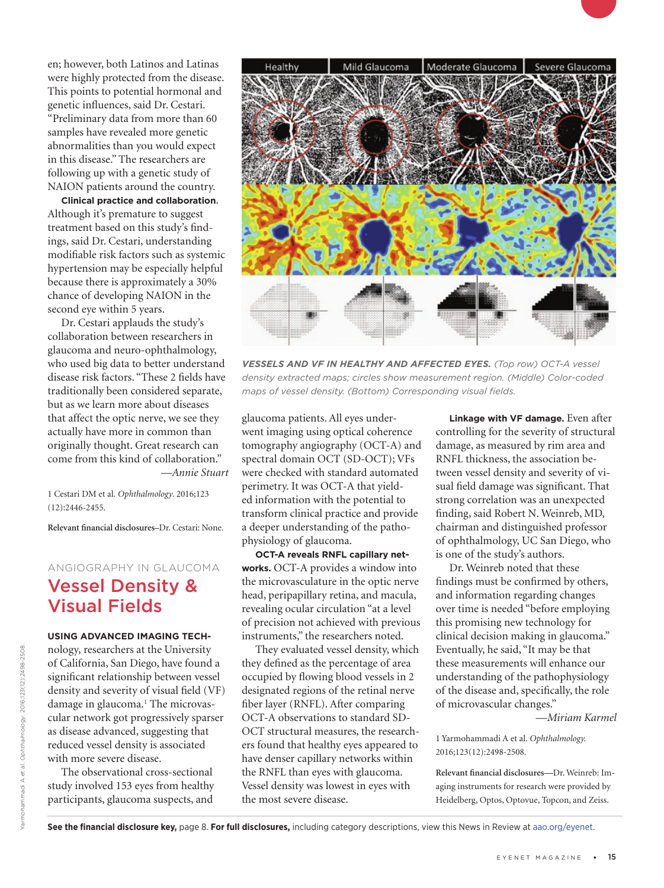en; however, both Latinos and Latinas were highly protected from the disease. This points to potential hormonal and genetic influences, said Dr. Cestari. "Preliminary data from more than 60 samples have revealed more genetic abnormalities than you would expect in this disease." The researchers are following up with a genetic study of NAION patients around the country.

**Clinical practice and collaboration.** Although it's premature to suggest treatment based on this study's findings, said Dr. Cestari, understanding modifiable risk factors such as systemic hypertension may be especially helpful because there is approximately a 30% chance of developing NAION in the second eye within 5 years.

Dr. Cestari applauds the study's collaboration between researchers in glaucoma and neuro-ophthalmology, who used big data to better understand disease risk factors. "These 2 fields have traditionally been considered separate, but as we learn more about diseases that affect the optic nerve, we see they actually have more in common than originally thought. Great research can come from this kind of collaboration."

—*Annie Stuart*

1 Cestari DM et al. *Ophthalmology*. 2016;123 (12):2446-2455.

**Relevant financial disclosures**–Dr. Cestari: None.

ANGIOGRAPHY IN GLAUCOMA

## Vessel Density & Visual Fields

Healthy | Mild Glaucoma | Moderate Glaucoma | Severe Glaucoma

***VESSELS AND VF IN HEALTHY AND AFFECTED EYES.*** *(Top row) OCT-A vessel density extracted maps; circles show measurement region. (Middle) Color-coded maps of vessel density. (Bottom) Corresponding visual fields.*

**USING ADVANCED IMAGING TECH-**nology, researchers at the University of California, San Diego, have found a significant relationship between vessel density and severity of visual field (VF) damage in glaucoma.[1] The microvascular network got progressively sparser as disease advanced, suggesting that reduced vessel density is associated with more severe disease.

The observational cross-sectional study involved 153 eyes from healthy participants, glaucoma suspects, and glaucoma patients. All eyes underwent imaging using optical coherence tomography angiography (OCT-A) and spectral domain OCT (SD-OCT); VFs were checked with standard automated perimetry. It was OCT-A that yielded information with the potential to transform clinical practice and provide a deeper understanding of the pathophysiology of glaucoma.

**OCT-A reveals RNFL capillary networks.** OCT-A provides a window into the microvasculature in the optic nerve head, peripapillary retina, and macula, revealing ocular circulation "at a level of precision not achieved with previous instruments," the researchers noted.

They evaluated vessel density, which they defined as the percentage of area occupied by flowing blood vessels in 2 designated regions of the retinal nerve fiber layer (RNFL). After comparing OCT-A observations to standard SD-OCT structural measures, the researchers found that healthy eyes appeared to have denser capillary networks within the RNFL than eyes with glaucoma. Vessel density was lowest in eyes with the most severe disease.

**Linkage with VF damage.** Even after controlling for the severity of structural damage, as measured by rim area and RNFL thickness, the association between vessel density and severity of visual field damage was significant. That strong correlation was an unexpected finding, said Robert N. Weinreb, MD, chairman and distinguished professor of ophthalmology, UC San Diego, who is one of the study's authors.

Dr. Weinreb noted that these findings must be confirmed by others, and information regarding changes over time is needed "before employing this promising new technology for clinical decision making in glaucoma." Eventually, he said, "It may be that these measurements will enhance our understanding of the pathophysiology of the disease and, specifically, the role of microvascular changes."

—*Miriam Karmel*

1 Yarmohammadi A et al. *Ophthalmology.* 2016;123(12):2498-2508.

**Relevant financial disclosures**—Dr. Weinreb: Imaging instruments for research were provided by Heidelberg, Optos, Optovue, Topcon, and Zeiss.

**See the financial disclosure key,** page 8. **For full disclosures,** including category descriptions, view this News in Review at aao.org/eyenet.